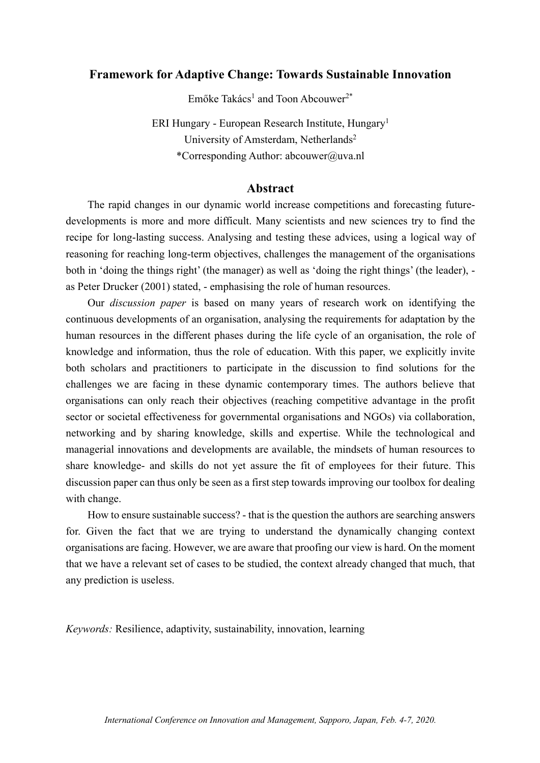# Framework for Adaptive Change: Towards Sustainable Innovation

Emőke Takács[1] and Toon Abcouwer[2*]

ERI Hungary - European Research Institute, Hungary[1]
University of Amsterdam, Netherlands[2]
*Corresponding Author: abcouwer@uva.nl

## Abstract

The rapid changes in our dynamic world increase competitions and forecasting future-developments is more and more difficult. Many scientists and new sciences try to find the recipe for long-lasting success. Analysing and testing these advices, using a logical way of reasoning for reaching long-term objectives, challenges the management of the organisations both in 'doing the things right' (the manager) as well as 'doing the right things' (the leader), - as Peter Drucker (2001) stated, - emphasising the role of human resources.

Our *discussion paper* is based on many years of research work on identifying the continuous developments of an organisation, analysing the requirements for adaptation by the human resources in the different phases during the life cycle of an organisation, the role of knowledge and information, thus the role of education. With this paper, we explicitly invite both scholars and practitioners to participate in the discussion to find solutions for the challenges we are facing in these dynamic contemporary times. The authors believe that organisations can only reach their objectives (reaching competitive advantage in the profit sector or societal effectiveness for governmental organisations and NGOs) via collaboration, networking and by sharing knowledge, skills and expertise. While the technological and managerial innovations and developments are available, the mindsets of human resources to share knowledge- and skills do not yet assure the fit of employees for their future. This discussion paper can thus only be seen as a first step towards improving our toolbox for dealing with change.

How to ensure sustainable success? - that is the question the authors are searching answers for. Given the fact that we are trying to understand the dynamically changing context organisations are facing. However, we are aware that proofing our view is hard. On the moment that we have a relevant set of cases to be studied, the context already changed that much, that any prediction is useless.

*Keywords:* Resilience, adaptivity, sustainability, innovation, learning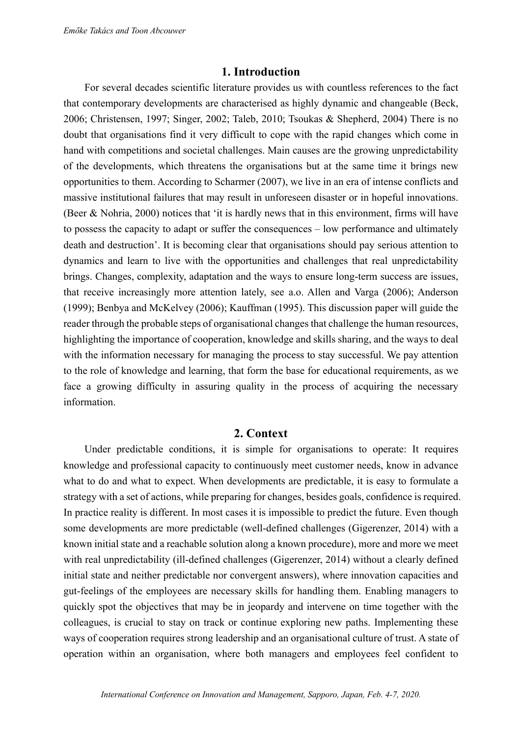## 1. Introduction

For several decades scientific literature provides us with countless references to the fact that contemporary developments are characterised as highly dynamic and changeable (Beck, 2006; Christensen, 1997; Singer, 2002; Taleb, 2010; Tsoukas & Shepherd, 2004) There is no doubt that organisations find it very difficult to cope with the rapid changes which come in hand with competitions and societal challenges. Main causes are the growing unpredictability of the developments, which threatens the organisations but at the same time it brings new opportunities to them. According to Scharmer (2007), we live in an era of intense conflicts and massive institutional failures that may result in unforeseen disaster or in hopeful innovations. (Beer & Nohria, 2000) notices that 'it is hardly news that in this environment, firms will have to possess the capacity to adapt or suffer the consequences – low performance and ultimately death and destruction'. It is becoming clear that organisations should pay serious attention to dynamics and learn to live with the opportunities and challenges that real unpredictability brings. Changes, complexity, adaptation and the ways to ensure long-term success are issues, that receive increasingly more attention lately, see a.o. Allen and Varga (2006); Anderson (1999); Benbya and McKelvey (2006); Kauffman (1995). This discussion paper will guide the reader through the probable steps of organisational changes that challenge the human resources, highlighting the importance of cooperation, knowledge and skills sharing, and the ways to deal with the information necessary for managing the process to stay successful. We pay attention to the role of knowledge and learning, that form the base for educational requirements, as we face a growing difficulty in assuring quality in the process of acquiring the necessary information.

## 2. Context

Under predictable conditions, it is simple for organisations to operate: It requires knowledge and professional capacity to continuously meet customer needs, know in advance what to do and what to expect. When developments are predictable, it is easy to formulate a strategy with a set of actions, while preparing for changes, besides goals, confidence is required. In practice reality is different. In most cases it is impossible to predict the future. Even though some developments are more predictable (well-defined challenges (Gigerenzer, 2014) with a known initial state and a reachable solution along a known procedure), more and more we meet with real unpredictability (ill-defined challenges (Gigerenzer, 2014) without a clearly defined initial state and neither predictable nor convergent answers), where innovation capacities and gut-feelings of the employees are necessary skills for handling them. Enabling managers to quickly spot the objectives that may be in jeopardy and intervene on time together with the colleagues, is crucial to stay on track or continue exploring new paths. Implementing these ways of cooperation requires strong leadership and an organisational culture of trust. A state of operation within an organisation, where both managers and employees feel confident to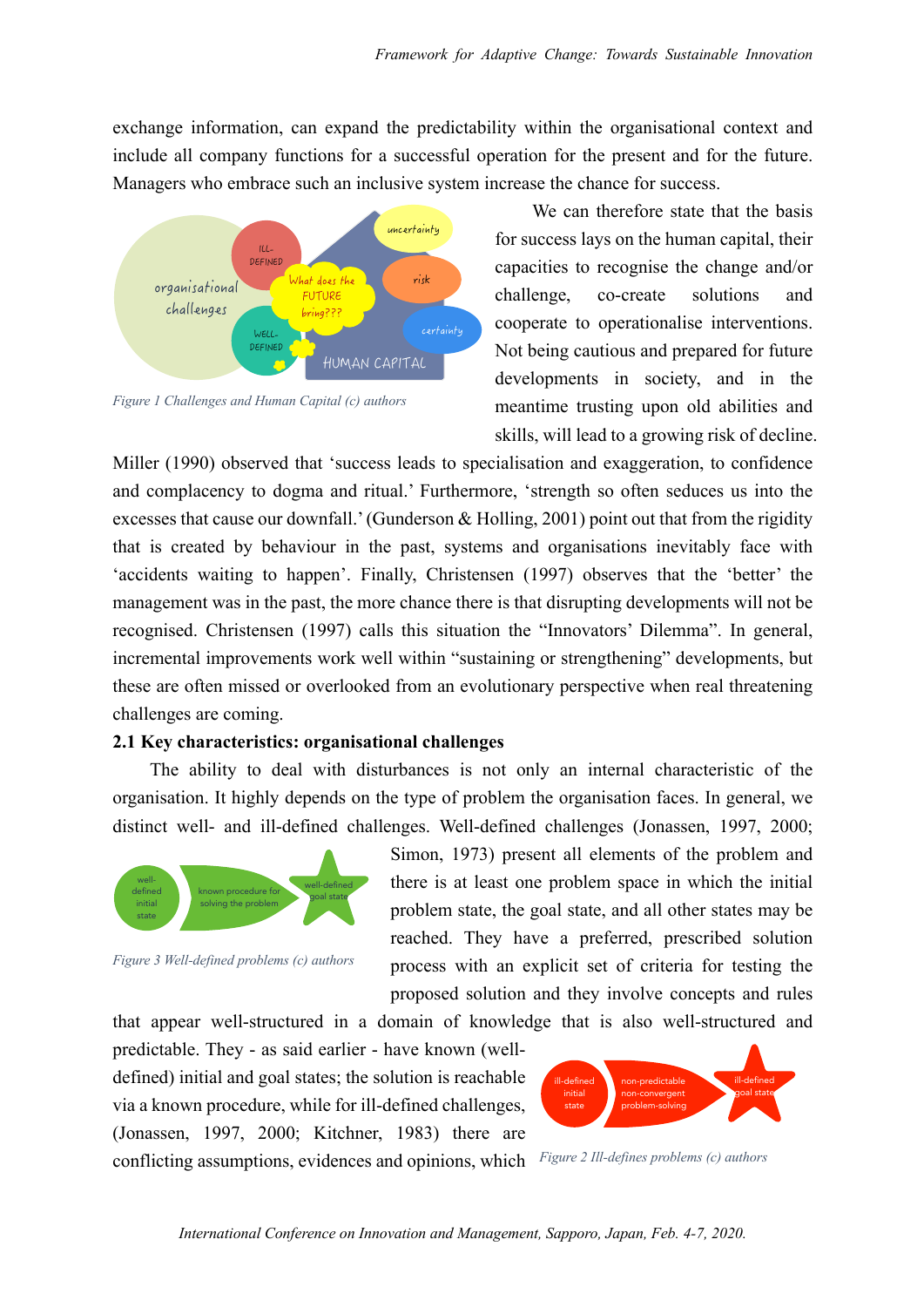exchange information, can expand the predictability within the organisational context and include all company functions for a successful operation for the present and for the future. Managers who embrace such an inclusive system increase the chance for success.

*Figure 1 Challenges and Human Capital (c) authors*

We can therefore state that the basis for success lays on the human capital, their capacities to recognise the change and/or challenge, co-create solutions and cooperate to operationalise interventions. Not being cautious and prepared for future developments in society, and in the meantime trusting upon old abilities and skills, will lead to a growing risk of decline. Miller (1990) observed that 'success leads to specialisation and exaggeration, to confidence and complacency to dogma and ritual.' Furthermore, 'strength so often seduces us into the excesses that cause our downfall.' (Gunderson & Holling, 2001) point out that from the rigidity that is created by behaviour in the past, systems and organisations inevitably face with 'accidents waiting to happen'. Finally, Christensen (1997) observes that the 'better' the management was in the past, the more chance there is that disrupting developments will not be recognised. Christensen (1997) calls this situation the "Innovators' Dilemma". In general, incremental improvements work well within "sustaining or strengthening" developments, but these are often missed or overlooked from an evolutionary perspective when real threatening challenges are coming.

**2.1 Key characteristics: organisational challenges**

The ability to deal with disturbances is not only an internal characteristic of the organisation. It highly depends on the type of problem the organisation faces. In general, we distinct well- and ill-defined challenges. Well-defined challenges (Jonassen, 1997, 2000; Simon, 1973) present all elements of the problem and there is at least one problem space in which the initial problem state, the goal state, and all other states may be reached. They have a preferred, prescribed solution process with an explicit set of criteria for testing the proposed solution and they involve concepts and rules that appear well-structured in a domain of knowledge that is also well-structured and predictable. They - as said earlier - have known (well-defined) initial and goal states; the solution is reachable via a known procedure, while for ill-defined challenges, (Jonassen, 1997, 2000; Kitchner, 1983) there are conflicting assumptions, evidences and opinions, which

*Figure 3 Well-defined problems (c) authors*

*Figure 2 Ill-defines problems (c) authors*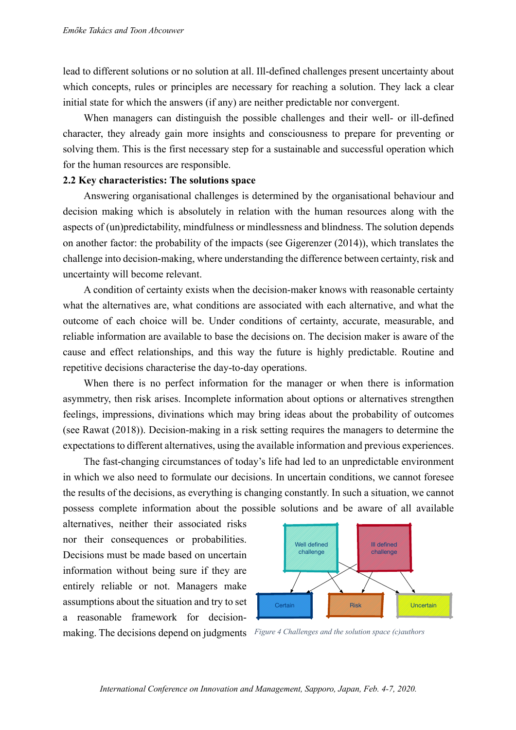lead to different solutions or no solution at all. Ill-defined challenges present uncertainty about which concepts, rules or principles are necessary for reaching a solution. They lack a clear initial state for which the answers (if any) are neither predictable nor convergent.

When managers can distinguish the possible challenges and their well- or ill-defined character, they already gain more insights and consciousness to prepare for preventing or solving them. This is the first necessary step for a sustainable and successful operation which for the human resources are responsible.

**2.2 Key characteristics: The solutions space**

Answering organisational challenges is determined by the organisational behaviour and decision making which is absolutely in relation with the human resources along with the aspects of (un)predictability, mindfulness or mindlessness and blindness. The solution depends on another factor: the probability of the impacts (see Gigerenzer (2014)), which translates the challenge into decision-making, where understanding the difference between certainty, risk and uncertainty will become relevant.

A condition of certainty exists when the decision-maker knows with reasonable certainty what the alternatives are, what conditions are associated with each alternative, and what the outcome of each choice will be. Under conditions of certainty, accurate, measurable, and reliable information are available to base the decisions on. The decision maker is aware of the cause and effect relationships, and this way the future is highly predictable. Routine and repetitive decisions characterise the day-to-day operations.

When there is no perfect information for the manager or when there is information asymmetry, then risk arises. Incomplete information about options or alternatives strengthen feelings, impressions, divinations which may bring ideas about the probability of outcomes (see Rawat (2018)). Decision-making in a risk setting requires the managers to determine the expectations to different alternatives, using the available information and previous experiences.

The fast-changing circumstances of today's life had led to an unpredictable environment in which we also need to formulate our decisions. In uncertain conditions, we cannot foresee the results of the decisions, as everything is changing constantly. In such a situation, we cannot possess complete information about the possible solutions and be aware of all available alternatives, neither their associated risks nor their consequences or probabilities. Decisions must be made based on uncertain information without being sure if they are entirely reliable or not. Managers make assumptions about the situation and try to set a reasonable framework for decision-making. The decisions depend on judgments

Well defined challenge | Ill defined challenge | Certain | Risk | Uncertain

*Figure 4 Challenges and the solution space (c)authors*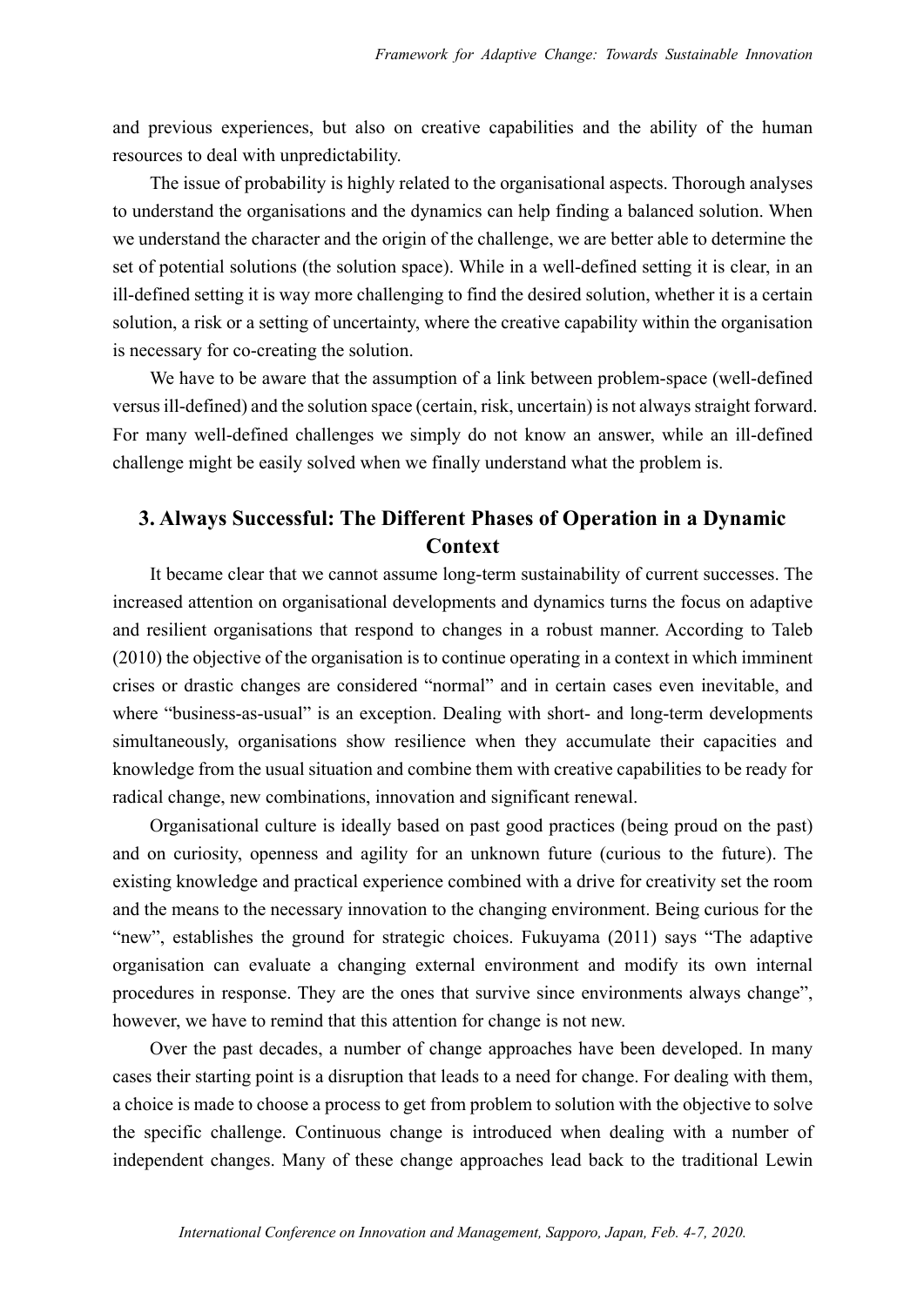and previous experiences, but also on creative capabilities and the ability of the human resources to deal with unpredictability.

The issue of probability is highly related to the organisational aspects. Thorough analyses to understand the organisations and the dynamics can help finding a balanced solution. When we understand the character and the origin of the challenge, we are better able to determine the set of potential solutions (the solution space). While in a well-defined setting it is clear, in an ill-defined setting it is way more challenging to find the desired solution, whether it is a certain solution, a risk or a setting of uncertainty, where the creative capability within the organisation is necessary for co-creating the solution.

We have to be aware that the assumption of a link between problem-space (well-defined versus ill-defined) and the solution space (certain, risk, uncertain) is not always straight forward. For many well-defined challenges we simply do not know an answer, while an ill-defined challenge might be easily solved when we finally understand what the problem is.

## 3. Always Successful: The Different Phases of Operation in a Dynamic Context

It became clear that we cannot assume long-term sustainability of current successes. The increased attention on organisational developments and dynamics turns the focus on adaptive and resilient organisations that respond to changes in a robust manner. According to Taleb (2010) the objective of the organisation is to continue operating in a context in which imminent crises or drastic changes are considered "normal" and in certain cases even inevitable, and where "business-as-usual" is an exception. Dealing with short- and long-term developments simultaneously, organisations show resilience when they accumulate their capacities and knowledge from the usual situation and combine them with creative capabilities to be ready for radical change, new combinations, innovation and significant renewal.

Organisational culture is ideally based on past good practices (being proud on the past) and on curiosity, openness and agility for an unknown future (curious to the future). The existing knowledge and practical experience combined with a drive for creativity set the room and the means to the necessary innovation to the changing environment. Being curious for the "new", establishes the ground for strategic choices. Fukuyama (2011) says "The adaptive organisation can evaluate a changing external environment and modify its own internal procedures in response. They are the ones that survive since environments always change", however, we have to remind that this attention for change is not new.

Over the past decades, a number of change approaches have been developed. In many cases their starting point is a disruption that leads to a need for change. For dealing with them, a choice is made to choose a process to get from problem to solution with the objective to solve the specific challenge. Continuous change is introduced when dealing with a number of independent changes. Many of these change approaches lead back to the traditional Lewin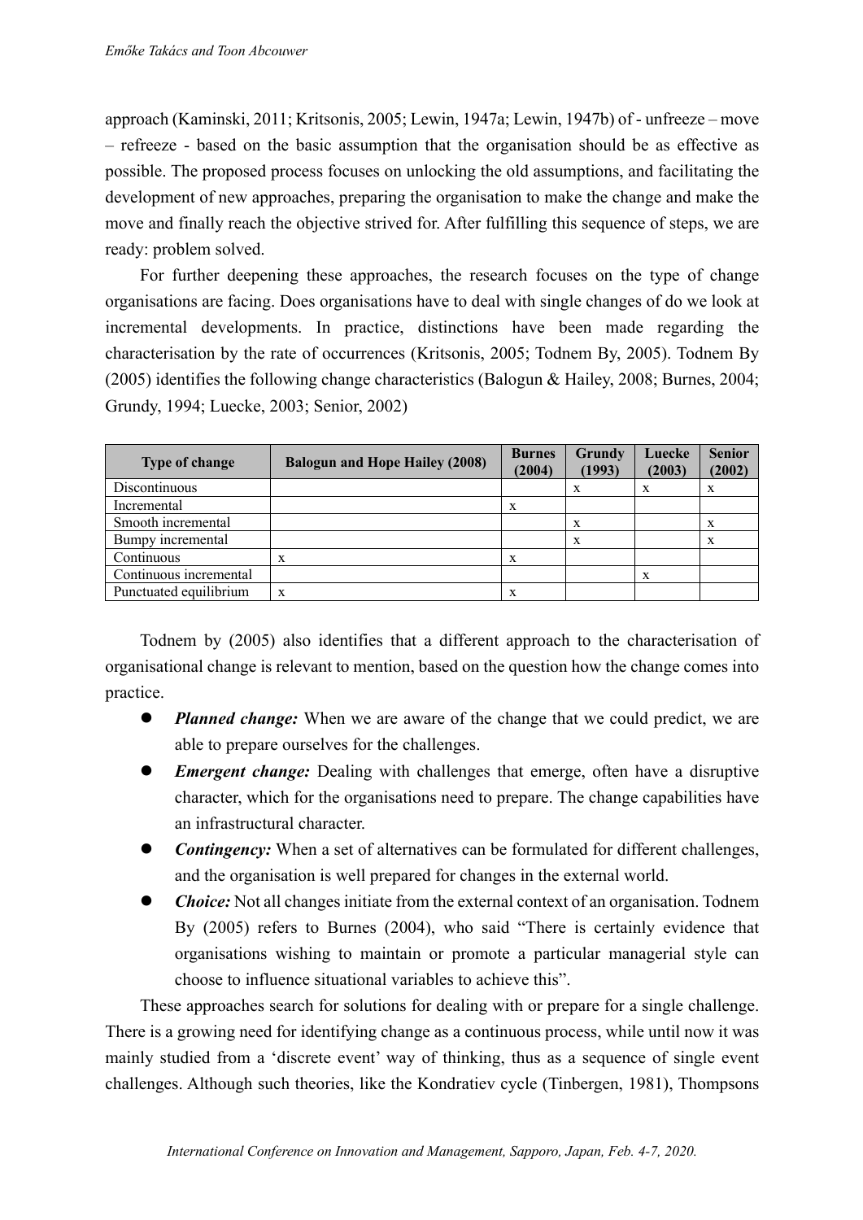approach (Kaminski, 2011; Kritsonis, 2005; Lewin, 1947a; Lewin, 1947b) of - unfreeze – move – refreeze - based on the basic assumption that the organisation should be as effective as possible. The proposed process focuses on unlocking the old assumptions, and facilitating the development of new approaches, preparing the organisation to make the change and make the move and finally reach the objective strived for. After fulfilling this sequence of steps, we are ready: problem solved.

For further deepening these approaches, the research focuses on the type of change organisations are facing. Does organisations have to deal with single changes of do we look at incremental developments. In practice, distinctions have been made regarding the characterisation by the rate of occurrences (Kritsonis, 2005; Todnem By, 2005). Todnem By (2005) identifies the following change characteristics (Balogun & Hailey, 2008; Burnes, 2004; Grundy, 1994; Luecke, 2003; Senior, 2002)

| Type of change | Balogun and Hope Hailey (2008) | Burnes (2004) | Grundy (1993) | Luecke (2003) | Senior (2002) |
|---|---|---|---|---|---|
| Discontinuous | | | x | x | x |
| Incremental | | x | | | |
| Smooth incremental | | | x | | x |
| Bumpy incremental | | | x | | x |
| Continuous | x | x | | | |
| Continuous incremental | | | | x | |
| Punctuated equilibrium | x | x | | | |

Todnem by (2005) also identifies that a different approach to the characterisation of organisational change is relevant to mention, based on the question how the change comes into practice.

- ***Planned change:*** When we are aware of the change that we could predict, we are able to prepare ourselves for the challenges.
- ***Emergent change:*** Dealing with challenges that emerge, often have a disruptive character, which for the organisations need to prepare. The change capabilities have an infrastructural character.
- ***Contingency:*** When a set of alternatives can be formulated for different challenges, and the organisation is well prepared for changes in the external world.
- ***Choice:*** Not all changes initiate from the external context of an organisation. Todnem By (2005) refers to Burnes (2004), who said "There is certainly evidence that organisations wishing to maintain or promote a particular managerial style can choose to influence situational variables to achieve this".

These approaches search for solutions for dealing with or prepare for a single challenge. There is a growing need for identifying change as a continuous process, while until now it was mainly studied from a 'discrete event' way of thinking, thus as a sequence of single event challenges. Although such theories, like the Kondratiev cycle (Tinbergen, 1981), Thompsons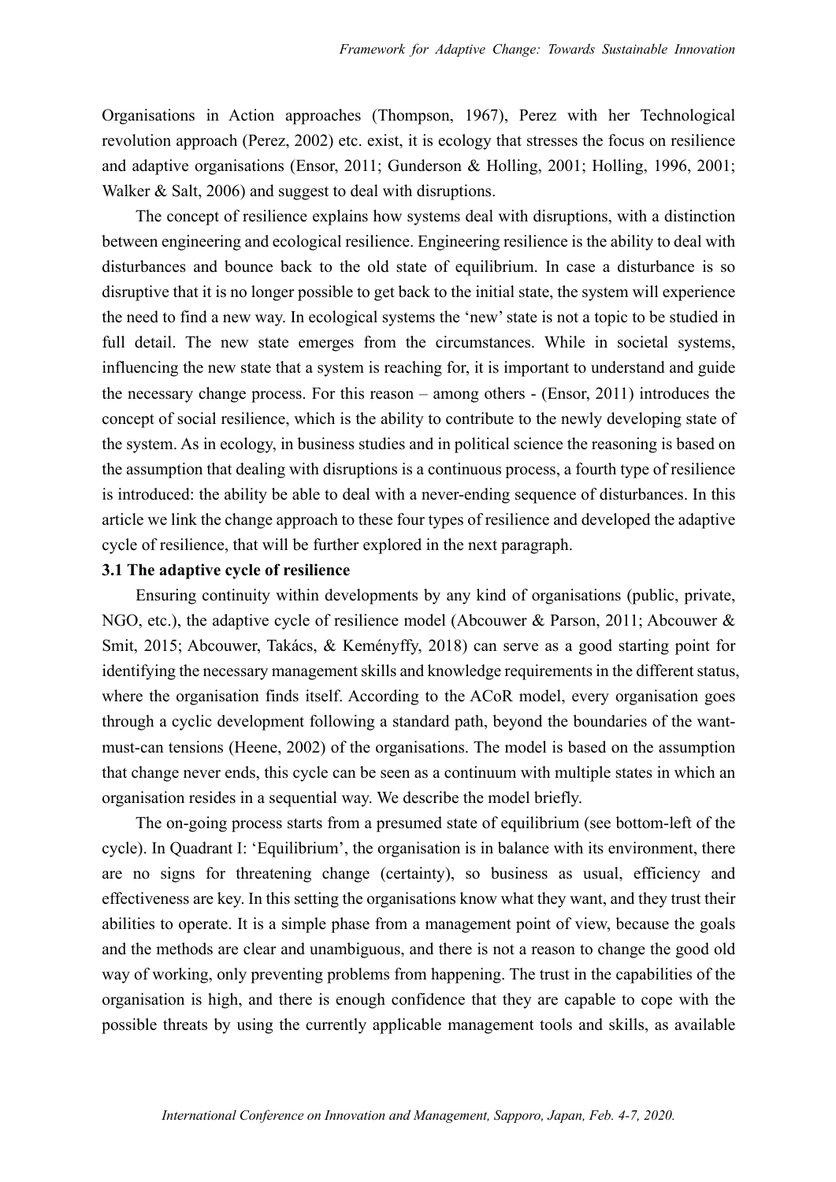Organisations in Action approaches (Thompson, 1967), Perez with her Technological revolution approach (Perez, 2002) etc. exist, it is ecology that stresses the focus on resilience and adaptive organisations (Ensor, 2011; Gunderson & Holling, 2001; Holling, 1996, 2001; Walker & Salt, 2006) and suggest to deal with disruptions.

The concept of resilience explains how systems deal with disruptions, with a distinction between engineering and ecological resilience. Engineering resilience is the ability to deal with disturbances and bounce back to the old state of equilibrium. In case a disturbance is so disruptive that it is no longer possible to get back to the initial state, the system will experience the need to find a new way. In ecological systems the 'new' state is not a topic to be studied in full detail. The new state emerges from the circumstances. While in societal systems, influencing the new state that a system is reaching for, it is important to understand and guide the necessary change process. For this reason – among others - (Ensor, 2011) introduces the concept of social resilience, which is the ability to contribute to the newly developing state of the system. As in ecology, in business studies and in political science the reasoning is based on the assumption that dealing with disruptions is a continuous process, a fourth type of resilience is introduced: the ability be able to deal with a never-ending sequence of disturbances. In this article we link the change approach to these four types of resilience and developed the adaptive cycle of resilience, that will be further explored in the next paragraph.

### 3.1 The adaptive cycle of resilience

Ensuring continuity within developments by any kind of organisations (public, private, NGO, etc.), the adaptive cycle of resilience model (Abcouwer & Parson, 2011; Abcouwer & Smit, 2015; Abcouwer, Takács, & Keményffy, 2018) can serve as a good starting point for identifying the necessary management skills and knowledge requirements in the different status, where the organisation finds itself. According to the ACoR model, every organisation goes through a cyclic development following a standard path, beyond the boundaries of the want-must-can tensions (Heene, 2002) of the organisations. The model is based on the assumption that change never ends, this cycle can be seen as a continuum with multiple states in which an organisation resides in a sequential way. We describe the model briefly.

The on-going process starts from a presumed state of equilibrium (see bottom-left of the cycle). In Quadrant I: 'Equilibrium', the organisation is in balance with its environment, there are no signs for threatening change (certainty), so business as usual, efficiency and effectiveness are key. In this setting the organisations know what they want, and they trust their abilities to operate. It is a simple phase from a management point of view, because the goals and the methods are clear and unambiguous, and there is not a reason to change the good old way of working, only preventing problems from happening. The trust in the capabilities of the organisation is high, and there is enough confidence that they are capable to cope with the possible threats by using the currently applicable management tools and skills, as available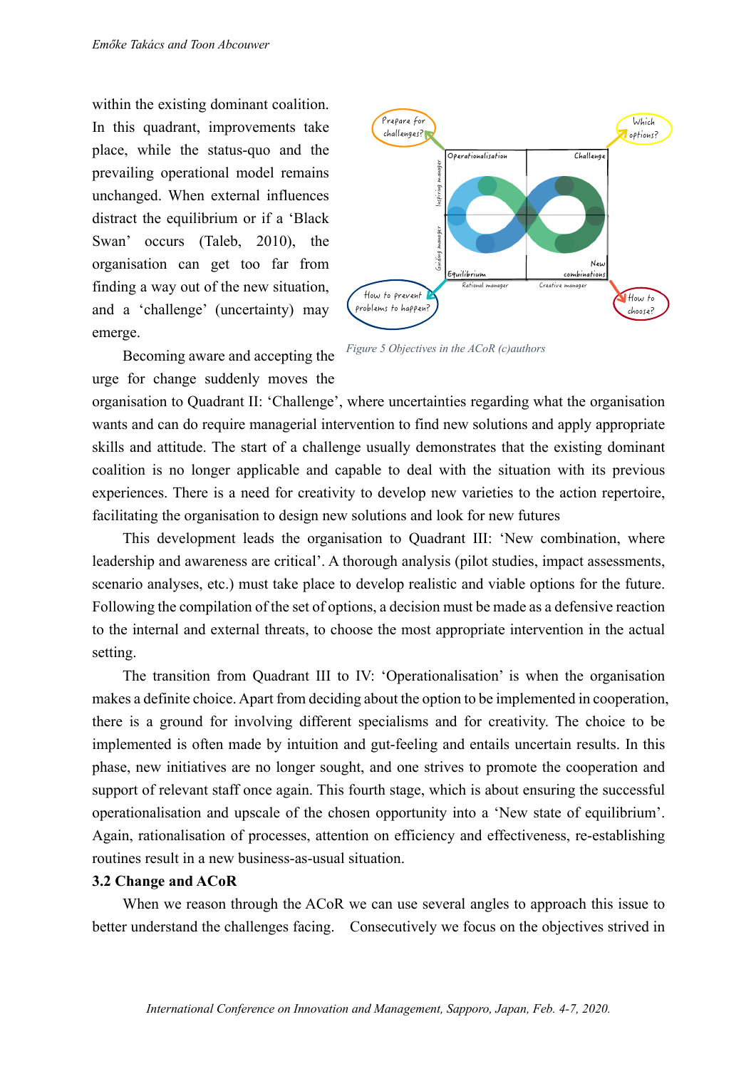within the existing dominant coalition. In this quadrant, improvements take place, while the status-quo and the prevailing operational model remains unchanged. When external influences distract the equilibrium or if a 'Black Swan' occurs (Taleb, 2010), the organisation can get too far from finding a way out of the new situation, and a 'challenge' (uncertainty) may emerge.

*Figure 5 Objectives in the ACoR (c)authors*

Becoming aware and accepting the urge for change suddenly moves the organisation to Quadrant II: 'Challenge', where uncertainties regarding what the organisation wants and can do require managerial intervention to find new solutions and apply appropriate skills and attitude. The start of a challenge usually demonstrates that the existing dominant coalition is no longer applicable and capable to deal with the situation with its previous experiences. There is a need for creativity to develop new varieties to the action repertoire, facilitating the organisation to design new solutions and look for new futures

This development leads the organisation to Quadrant III: 'New combination, where leadership and awareness are critical'. A thorough analysis (pilot studies, impact assessments, scenario analyses, etc.) must take place to develop realistic and viable options for the future. Following the compilation of the set of options, a decision must be made as a defensive reaction to the internal and external threats, to choose the most appropriate intervention in the actual setting.

The transition from Quadrant III to IV: 'Operationalisation' is when the organisation makes a definite choice. Apart from deciding about the option to be implemented in cooperation, there is a ground for involving different specialisms and for creativity. The choice to be implemented is often made by intuition and gut-feeling and entails uncertain results. In this phase, new initiatives are no longer sought, and one strives to promote the cooperation and support of relevant staff once again. This fourth stage, which is about ensuring the successful operationalisation and upscale of the chosen opportunity into a 'New state of equilibrium'. Again, rationalisation of processes, attention on efficiency and effectiveness, re-establishing routines result in a new business-as-usual situation.

### 3.2 Change and ACoR

When we reason through the ACoR we can use several angles to approach this issue to better understand the challenges facing. Consecutively we focus on the objectives strived in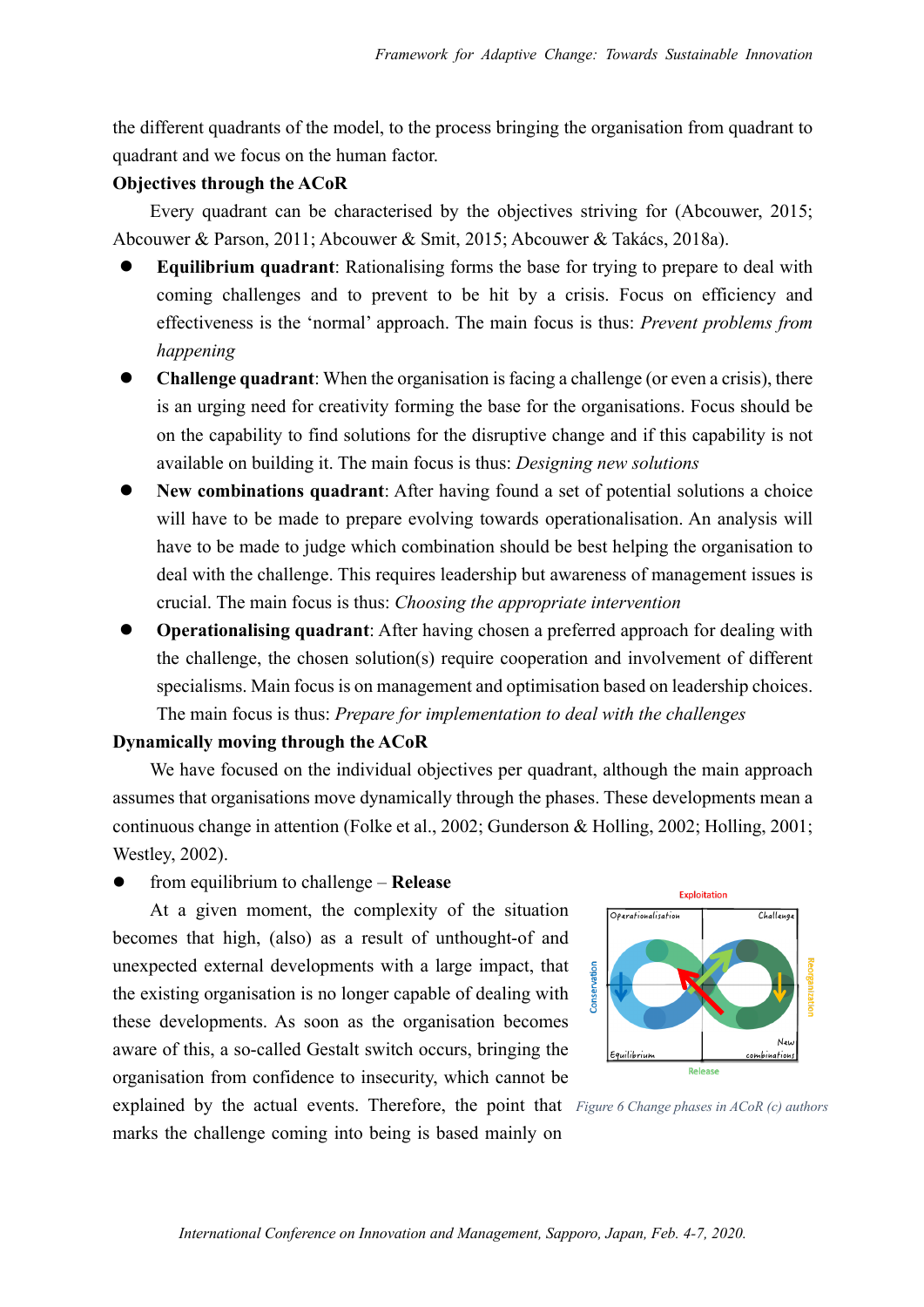the different quadrants of the model, to the process bringing the organisation from quadrant to quadrant and we focus on the human factor.

**Objectives through the ACoR**

Every quadrant can be characterised by the objectives striving for (Abcouwer, 2015; Abcouwer & Parson, 2011; Abcouwer & Smit, 2015; Abcouwer & Takács, 2018a).

- **Equilibrium quadrant**: Rationalising forms the base for trying to prepare to deal with coming challenges and to prevent to be hit by a crisis. Focus on efficiency and effectiveness is the 'normal' approach. The main focus is thus: *Prevent problems from happening*
- **Challenge quadrant**: When the organisation is facing a challenge (or even a crisis), there is an urging need for creativity forming the base for the organisations. Focus should be on the capability to find solutions for the disruptive change and if this capability is not available on building it. The main focus is thus: *Designing new solutions*
- **New combinations quadrant**: After having found a set of potential solutions a choice will have to be made to prepare evolving towards operationalisation. An analysis will have to be made to judge which combination should be best helping the organisation to deal with the challenge. This requires leadership but awareness of management issues is crucial. The main focus is thus: *Choosing the appropriate intervention*
- **Operationalising quadrant**: After having chosen a preferred approach for dealing with the challenge, the chosen solution(s) require cooperation and involvement of different specialisms. Main focus is on management and optimisation based on leadership choices. The main focus is thus: *Prepare for implementation to deal with the challenges*

**Dynamically moving through the ACoR**

We have focused on the individual objectives per quadrant, although the main approach assumes that organisations move dynamically through the phases. These developments mean a continuous change in attention (Folke et al., 2002; Gunderson & Holling, 2002; Holling, 2001; Westley, 2002).

- from equilibrium to challenge – **Release**

At a given moment, the complexity of the situation becomes that high, (also) as a result of unthought-of and unexpected external developments with a large impact, that the existing organisation is no longer capable of dealing with these developments. As soon as the organisation becomes aware of this, a so-called Gestalt switch occurs, bringing the organisation from confidence to insecurity, which cannot be explained by the actual events. Therefore, the point that marks the challenge coming into being is based mainly on

*Figure 6 Change phases in ACoR (c) authors*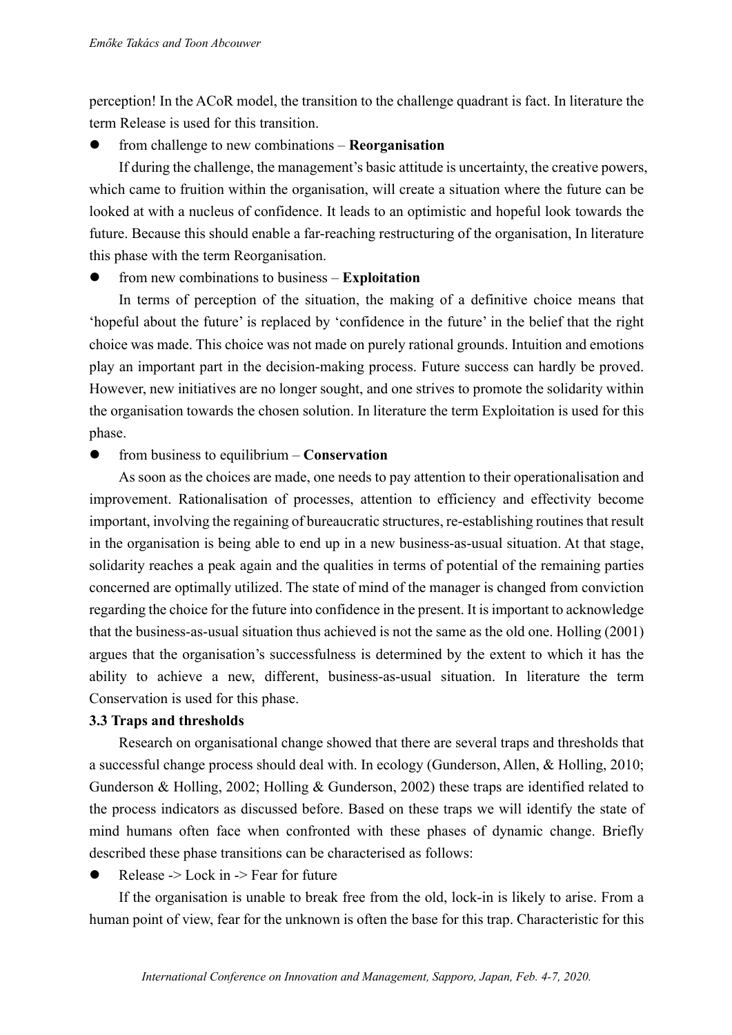perception! In the ACoR model, the transition to the challenge quadrant is fact. In literature the term Release is used for this transition.

- from challenge to new combinations – **Reorganisation**

If during the challenge, the management's basic attitude is uncertainty, the creative powers, which came to fruition within the organisation, will create a situation where the future can be looked at with a nucleus of confidence. It leads to an optimistic and hopeful look towards the future. Because this should enable a far-reaching restructuring of the organisation, In literature this phase with the term Reorganisation.

- from new combinations to business – **Exploitation**

In terms of perception of the situation, the making of a definitive choice means that 'hopeful about the future' is replaced by 'confidence in the future' in the belief that the right choice was made. This choice was not made on purely rational grounds. Intuition and emotions play an important part in the decision-making process. Future success can hardly be proved. However, new initiatives are no longer sought, and one strives to promote the solidarity within the organisation towards the chosen solution. In literature the term Exploitation is used for this phase.

- from business to equilibrium – **Conservation**

As soon as the choices are made, one needs to pay attention to their operationalisation and improvement. Rationalisation of processes, attention to efficiency and effectivity become important, involving the regaining of bureaucratic structures, re-establishing routines that result in the organisation is being able to end up in a new business-as-usual situation. At that stage, solidarity reaches a peak again and the qualities in terms of potential of the remaining parties concerned are optimally utilized. The state of mind of the manager is changed from conviction regarding the choice for the future into confidence in the present. It is important to acknowledge that the business-as-usual situation thus achieved is not the same as the old one. Holling (2001) argues that the organisation's successfulness is determined by the extent to which it has the ability to achieve a new, different, business-as-usual situation. In literature the term Conservation is used for this phase.

### 3.3 Traps and thresholds

Research on organisational change showed that there are several traps and thresholds that a successful change process should deal with. In ecology (Gunderson, Allen, & Holling, 2010; Gunderson & Holling, 2002; Holling & Gunderson, 2002) these traps are identified related to the process indicators as discussed before. Based on these traps we will identify the state of mind humans often face when confronted with these phases of dynamic change. Briefly described these phase transitions can be characterised as follows:

- Release -> Lock in -> Fear for future

If the organisation is unable to break free from the old, lock-in is likely to arise. From a human point of view, fear for the unknown is often the base for this trap. Characteristic for this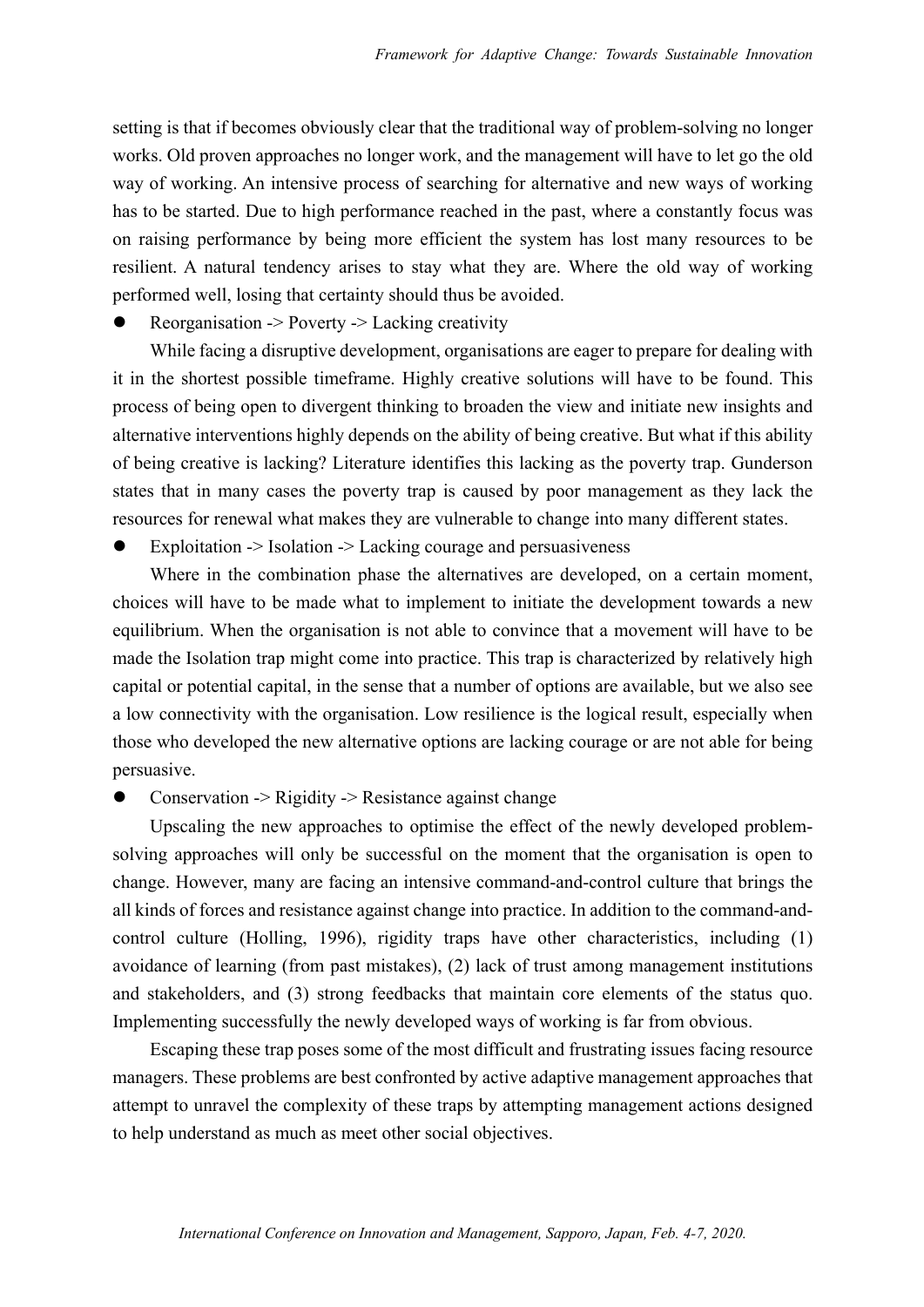setting is that if becomes obviously clear that the traditional way of problem-solving no longer works. Old proven approaches no longer work, and the management will have to let go the old way of working. An intensive process of searching for alternative and new ways of working has to be started. Due to high performance reached in the past, where a constantly focus was on raising performance by being more efficient the system has lost many resources to be resilient. A natural tendency arises to stay what they are. Where the old way of working performed well, losing that certainty should thus be avoided.

- Reorganisation -> Poverty -> Lacking creativity

While facing a disruptive development, organisations are eager to prepare for dealing with it in the shortest possible timeframe. Highly creative solutions will have to be found. This process of being open to divergent thinking to broaden the view and initiate new insights and alternative interventions highly depends on the ability of being creative. But what if this ability of being creative is lacking? Literature identifies this lacking as the poverty trap. Gunderson states that in many cases the poverty trap is caused by poor management as they lack the resources for renewal what makes they are vulnerable to change into many different states.

- Exploitation -> Isolation -> Lacking courage and persuasiveness

Where in the combination phase the alternatives are developed, on a certain moment, choices will have to be made what to implement to initiate the development towards a new equilibrium. When the organisation is not able to convince that a movement will have to be made the Isolation trap might come into practice. This trap is characterized by relatively high capital or potential capital, in the sense that a number of options are available, but we also see a low connectivity with the organisation. Low resilience is the logical result, especially when those who developed the new alternative options are lacking courage or are not able for being persuasive.

- Conservation -> Rigidity -> Resistance against change

Upscaling the new approaches to optimise the effect of the newly developed problem-solving approaches will only be successful on the moment that the organisation is open to change. However, many are facing an intensive command-and-control culture that brings the all kinds of forces and resistance against change into practice. In addition to the command-and-control culture (Holling, 1996), rigidity traps have other characteristics, including (1) avoidance of learning (from past mistakes), (2) lack of trust among management institutions and stakeholders, and (3) strong feedbacks that maintain core elements of the status quo. Implementing successfully the newly developed ways of working is far from obvious.

Escaping these trap poses some of the most difficult and frustrating issues facing resource managers. These problems are best confronted by active adaptive management approaches that attempt to unravel the complexity of these traps by attempting management actions designed to help understand as much as meet other social objectives.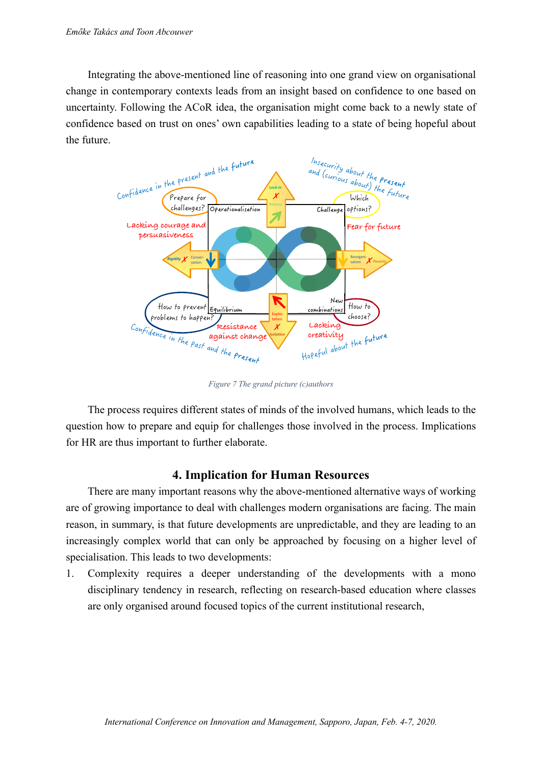Integrating the above-mentioned line of reasoning into one grand view on organisational change in contemporary contexts leads from an insight based on confidence to one based on uncertainty. Following the ACoR idea, the organisation might come back to a newly state of confidence based on trust on ones' own capabilities leading to a state of being hopeful about the future.

*Figure 7 The grand picture (c)authors*

The process requires different states of minds of the involved humans, which leads to the question how to prepare and equip for challenges those involved in the process. Implications for HR are thus important to further elaborate.

## 4. Implication for Human Resources

There are many important reasons why the above-mentioned alternative ways of working are of growing importance to deal with challenges modern organisations are facing. The main reason, in summary, is that future developments are unpredictable, and they are leading to an increasingly complex world that can only be approached by focusing on a higher level of specialisation. This leads to two developments:

1. Complexity requires a deeper understanding of the developments with a mono disciplinary tendency in research, reflecting on research-based education where classes are only organised around focused topics of the current institutional research,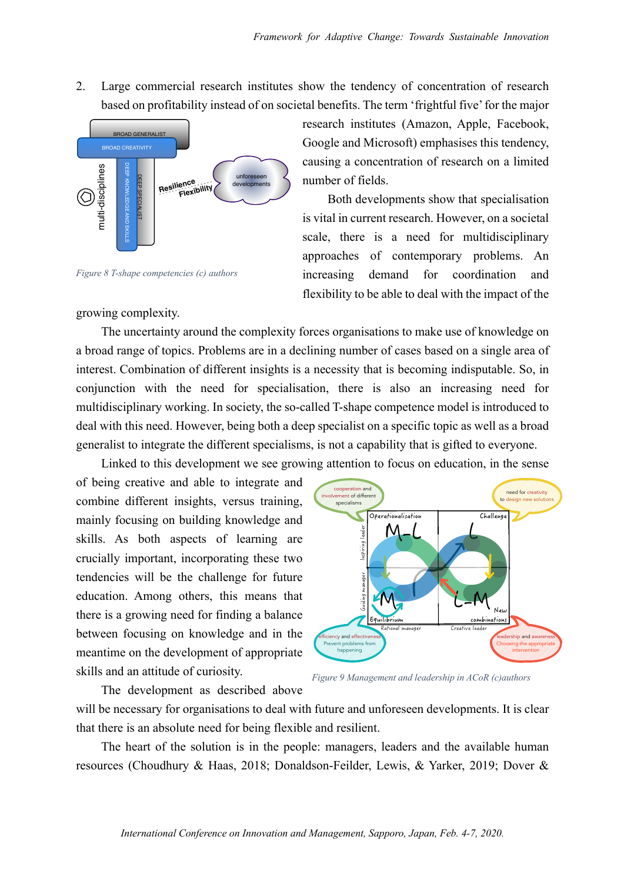2. Large commercial research institutes show the tendency of concentration of research based on profitability instead of on societal benefits. The term 'frightful five' for the major research institutes (Amazon, Apple, Facebook, Google and Microsoft) emphasises this tendency, causing a concentration of research on a limited number of fields.

Figure 8 T-shape competencies (c) authors

Both developments show that specialisation is vital in current research. However, on a societal scale, there is a need for multidisciplinary approaches of contemporary problems. An increasing demand for coordination and flexibility to be able to deal with the impact of the growing complexity.

The uncertainty around the complexity forces organisations to make use of knowledge on a broad range of topics. Problems are in a declining number of cases based on a single area of interest. Combination of different insights is a necessity that is becoming indisputable. So, in conjunction with the need for specialisation, there is also an increasing need for multidisciplinary working. In society, the so-called T-shape competence model is introduced to deal with this need. However, being both a deep specialist on a specific topic as well as a broad generalist to integrate the different specialisms, is not a capability that is gifted to everyone.

Linked to this development we see growing attention to focus on education, in the sense of being creative and able to integrate and combine different insights, versus training, mainly focusing on building knowledge and skills. As both aspects of learning are crucially important, incorporating these two tendencies will be the challenge for future education. Among others, this means that there is a growing need for finding a balance between focusing on knowledge and in the meantime on the development of appropriate skills and an attitude of curiosity.

Figure 9 Management and leadership in ACoR (c)authors

The development as described above will be necessary for organisations to deal with future and unforeseen developments. It is clear that there is an absolute need for being flexible and resilient.

The heart of the solution is in the people: managers, leaders and the available human resources (Choudhury & Haas, 2018; Donaldson-Feilder, Lewis, & Yarker, 2019; Dover &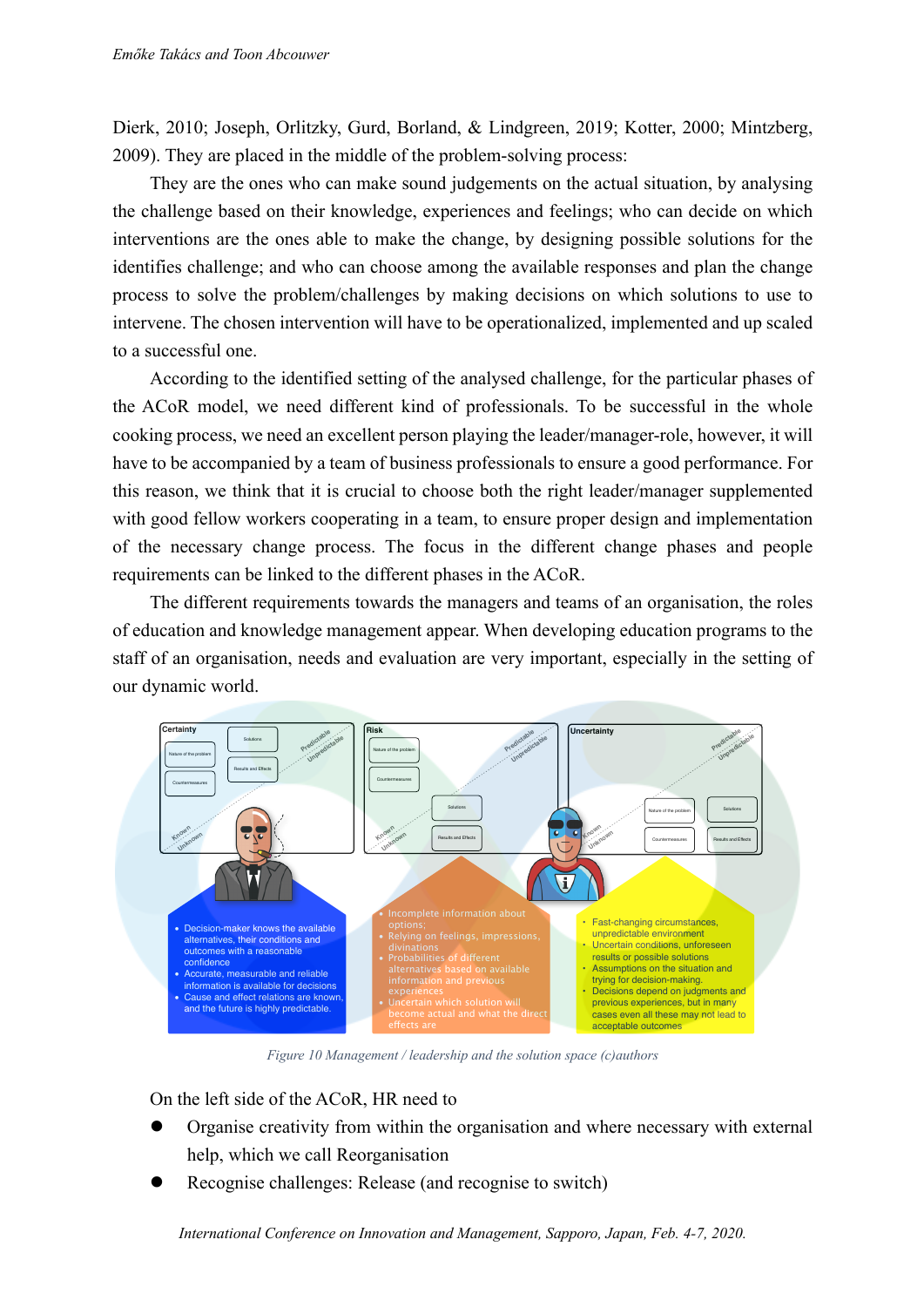Dierk, 2010; Joseph, Orlitzky, Gurd, Borland, & Lindgreen, 2019; Kotter, 2000; Mintzberg, 2009). They are placed in the middle of the problem-solving process:

They are the ones who can make sound judgements on the actual situation, by analysing the challenge based on their knowledge, experiences and feelings; who can decide on which interventions are the ones able to make the change, by designing possible solutions for the identifies challenge; and who can choose among the available responses and plan the change process to solve the problem/challenges by making decisions on which solutions to use to intervene. The chosen intervention will have to be operationalized, implemented and up scaled to a successful one.

According to the identified setting of the analysed challenge, for the particular phases of the ACoR model, we need different kind of professionals. To be successful in the whole cooking process, we need an excellent person playing the leader/manager-role, however, it will have to be accompanied by a team of business professionals to ensure a good performance. For this reason, we think that it is crucial to choose both the right leader/manager supplemented with good fellow workers cooperating in a team, to ensure proper design and implementation of the necessary change process. The focus in the different change phases and people requirements can be linked to the different phases in the ACoR.

The different requirements towards the managers and teams of an organisation, the roles of education and knowledge management appear. When developing education programs to the staff of an organisation, needs and evaluation are very important, especially in the setting of our dynamic world.

*Figure 10 Management / leadership and the solution space (c)authors*

On the left side of the ACoR, HR need to

- Organise creativity from within the organisation and where necessary with external help, which we call Reorganisation
- Recognise challenges: Release (and recognise to switch)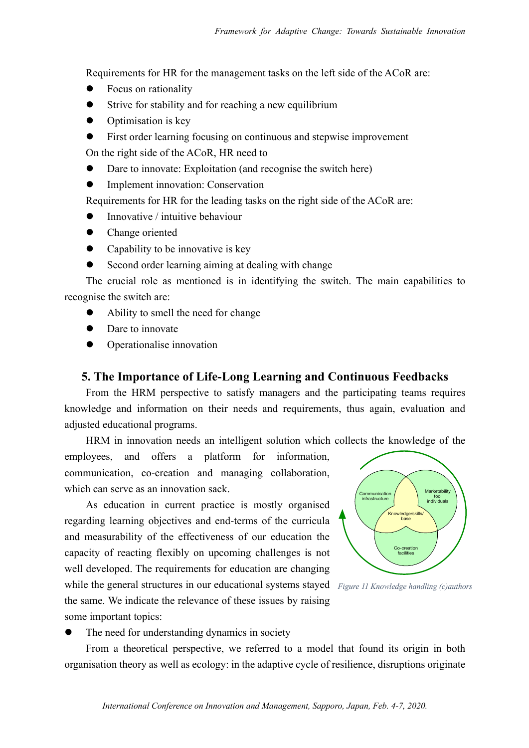Requirements for HR for the management tasks on the left side of the ACoR are:

- Focus on rationality
- Strive for stability and for reaching a new equilibrium
- Optimisation is key
- First order learning focusing on continuous and stepwise improvement

On the right side of the ACoR, HR need to

- Dare to innovate: Exploitation (and recognise the switch here)
- Implement innovation: Conservation

Requirements for HR for the leading tasks on the right side of the ACoR are:

- Innovative / intuitive behaviour
- Change oriented
- Capability to be innovative is key
- Second order learning aiming at dealing with change

The crucial role as mentioned is in identifying the switch. The main capabilities to recognise the switch are:

- Ability to smell the need for change
- Dare to innovate
- Operationalise innovation

## 5. The Importance of Life-Long Learning and Continuous Feedbacks

From the HRM perspective to satisfy managers and the participating teams requires knowledge and information on their needs and requirements, thus again, evaluation and adjusted educational programs.

HRM in innovation needs an intelligent solution which collects the knowledge of the employees, and offers a platform for information, communication, co-creation and managing collaboration, which can serve as an innovation sack.

Communication infrastructure

Marketability tool individuals

Knowledge/skills/ base

Co-creation facilities

*Figure 11 Knowledge handling (c)authors*

As education in current practice is mostly organised regarding learning objectives and end-terms of the curricula and measurability of the effectiveness of our education the capacity of reacting flexibly on upcoming challenges is not well developed. The requirements for education are changing while the general structures in our educational systems stayed the same. We indicate the relevance of these issues by raising some important topics:

- The need for understanding dynamics in society

From a theoretical perspective, we referred to a model that found its origin in both organisation theory as well as ecology: in the adaptive cycle of resilience, disruptions originate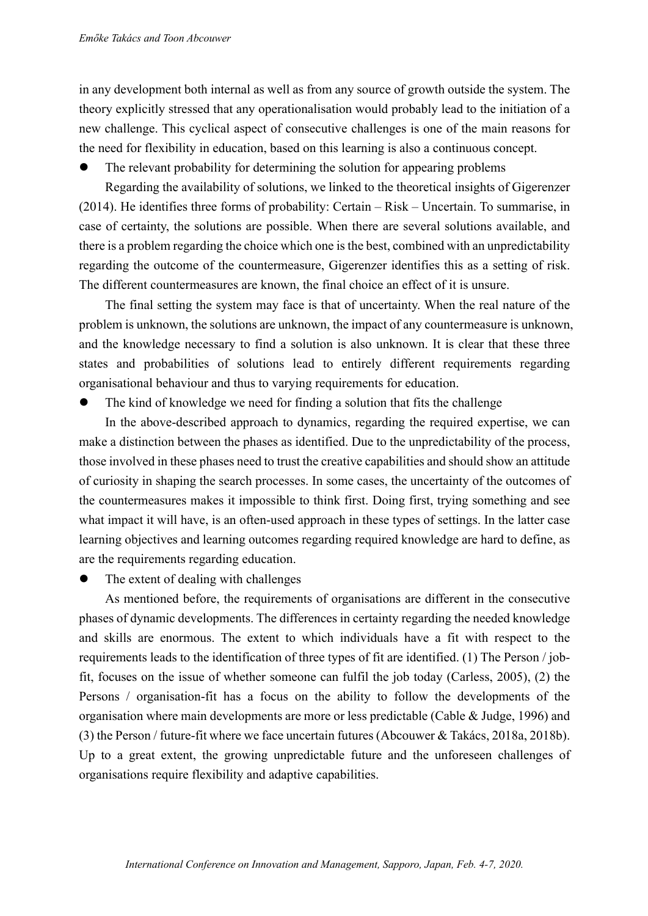in any development both internal as well as from any source of growth outside the system. The theory explicitly stressed that any operationalisation would probably lead to the initiation of a new challenge. This cyclical aspect of consecutive challenges is one of the main reasons for the need for flexibility in education, based on this learning is also a continuous concept.

- The relevant probability for determining the solution for appearing problems

Regarding the availability of solutions, we linked to the theoretical insights of Gigerenzer (2014). He identifies three forms of probability: Certain – Risk – Uncertain. To summarise, in case of certainty, the solutions are possible. When there are several solutions available, and there is a problem regarding the choice which one is the best, combined with an unpredictability regarding the outcome of the countermeasure, Gigerenzer identifies this as a setting of risk. The different countermeasures are known, the final choice an effect of it is unsure.

The final setting the system may face is that of uncertainty. When the real nature of the problem is unknown, the solutions are unknown, the impact of any countermeasure is unknown, and the knowledge necessary to find a solution is also unknown. It is clear that these three states and probabilities of solutions lead to entirely different requirements regarding organisational behaviour and thus to varying requirements for education.

- The kind of knowledge we need for finding a solution that fits the challenge

In the above-described approach to dynamics, regarding the required expertise, we can make a distinction between the phases as identified. Due to the unpredictability of the process, those involved in these phases need to trust the creative capabilities and should show an attitude of curiosity in shaping the search processes. In some cases, the uncertainty of the outcomes of the countermeasures makes it impossible to think first. Doing first, trying something and see what impact it will have, is an often-used approach in these types of settings. In the latter case learning objectives and learning outcomes regarding required knowledge are hard to define, as are the requirements regarding education.

- The extent of dealing with challenges

As mentioned before, the requirements of organisations are different in the consecutive phases of dynamic developments. The differences in certainty regarding the needed knowledge and skills are enormous. The extent to which individuals have a fit with respect to the requirements leads to the identification of three types of fit are identified. (1) The Person / job-fit, focuses on the issue of whether someone can fulfil the job today (Carless, 2005), (2) the Persons / organisation-fit has a focus on the ability to follow the developments of the organisation where main developments are more or less predictable (Cable & Judge, 1996) and (3) the Person / future-fit where we face uncertain futures (Abcouwer & Takács, 2018a, 2018b). Up to a great extent, the growing unpredictable future and the unforeseen challenges of organisations require flexibility and adaptive capabilities.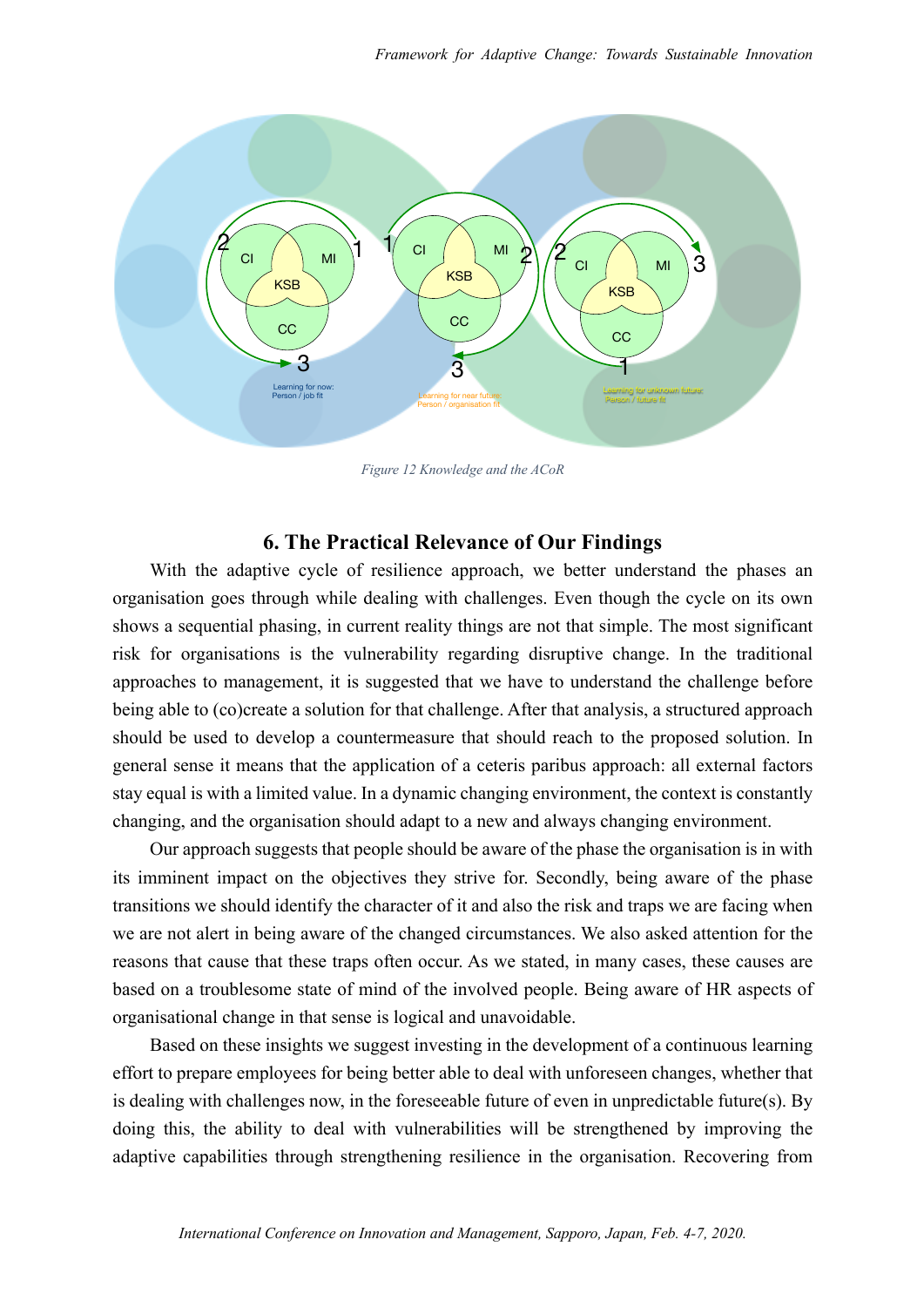Figure 12 Knowledge and the ACoR

## 6. The Practical Relevance of Our Findings

With the adaptive cycle of resilience approach, we better understand the phases an organisation goes through while dealing with challenges. Even though the cycle on its own shows a sequential phasing, in current reality things are not that simple. The most significant risk for organisations is the vulnerability regarding disruptive change. In the traditional approaches to management, it is suggested that we have to understand the challenge before being able to (co)create a solution for that challenge. After that analysis, a structured approach should be used to develop a countermeasure that should reach to the proposed solution. In general sense it means that the application of a ceteris paribus approach: all external factors stay equal is with a limited value. In a dynamic changing environment, the context is constantly changing, and the organisation should adapt to a new and always changing environment.

Our approach suggests that people should be aware of the phase the organisation is in with its imminent impact on the objectives they strive for. Secondly, being aware of the phase transitions we should identify the character of it and also the risk and traps we are facing when we are not alert in being aware of the changed circumstances. We also asked attention for the reasons that cause that these traps often occur. As we stated, in many cases, these causes are based on a troublesome state of mind of the involved people. Being aware of HR aspects of organisational change in that sense is logical and unavoidable.

Based on these insights we suggest investing in the development of a continuous learning effort to prepare employees for being better able to deal with unforeseen changes, whether that is dealing with challenges now, in the foreseeable future of even in unpredictable future(s). By doing this, the ability to deal with vulnerabilities will be strengthened by improving the adaptive capabilities through strengthening resilience in the organisation. Recovering from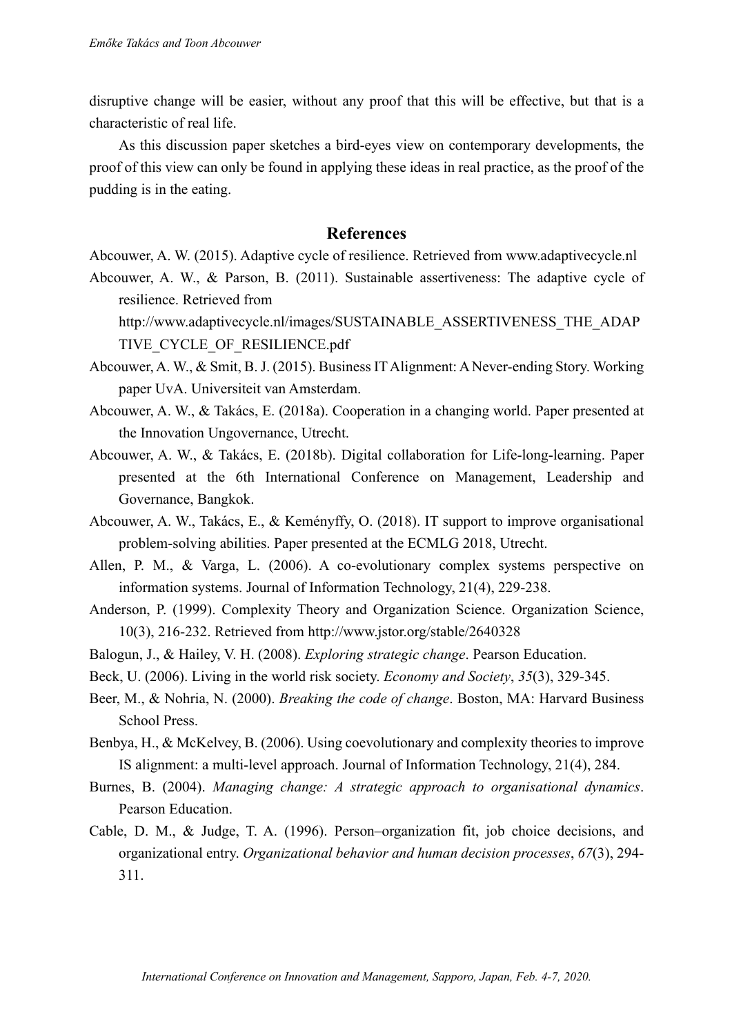disruptive change will be easier, without any proof that this will be effective, but that is a characteristic of real life.

As this discussion paper sketches a bird-eyes view on contemporary developments, the proof of this view can only be found in applying these ideas in real practice, as the proof of the pudding is in the eating.

## References

Abcouwer, A. W. (2015). Adaptive cycle of resilience. Retrieved from www.adaptivecycle.nl

Abcouwer, A. W., & Parson, B. (2011). Sustainable assertiveness: The adaptive cycle of resilience. Retrieved from http://www.adaptivecycle.nl/images/SUSTAINABLE_ASSERTIVENESS_THE_ADAPTIVE_CYCLE_OF_RESILIENCE.pdf

Abcouwer, A. W., & Smit, B. J. (2015). Business IT Alignment: A Never-ending Story. Working paper UvA. Universiteit van Amsterdam.

Abcouwer, A. W., & Takács, E. (2018a). Cooperation in a changing world. Paper presented at the Innovation Ungovernance, Utrecht.

Abcouwer, A. W., & Takács, E. (2018b). Digital collaboration for Life-long-learning. Paper presented at the 6th International Conference on Management, Leadership and Governance, Bangkok.

Abcouwer, A. W., Takács, E., & Keményffy, O. (2018). IT support to improve organisational problem-solving abilities. Paper presented at the ECMLG 2018, Utrecht.

Allen, P. M., & Varga, L. (2006). A co-evolutionary complex systems perspective on information systems. Journal of Information Technology, 21(4), 229-238.

Anderson, P. (1999). Complexity Theory and Organization Science. Organization Science, 10(3), 216-232. Retrieved from http://www.jstor.org/stable/2640328

Balogun, J., & Hailey, V. H. (2008). *Exploring strategic change*. Pearson Education.

Beck, U. (2006). Living in the world risk society. *Economy and Society*, *35*(3), 329-345.

Beer, M., & Nohria, N. (2000). *Breaking the code of change*. Boston, MA: Harvard Business School Press.

Benbya, H., & McKelvey, B. (2006). Using coevolutionary and complexity theories to improve IS alignment: a multi-level approach. Journal of Information Technology, 21(4), 284.

Burnes, B. (2004). *Managing change: A strategic approach to organisational dynamics*. Pearson Education.

Cable, D. M., & Judge, T. A. (1996). Person–organization fit, job choice decisions, and organizational entry. *Organizational behavior and human decision processes*, *67*(3), 294-311.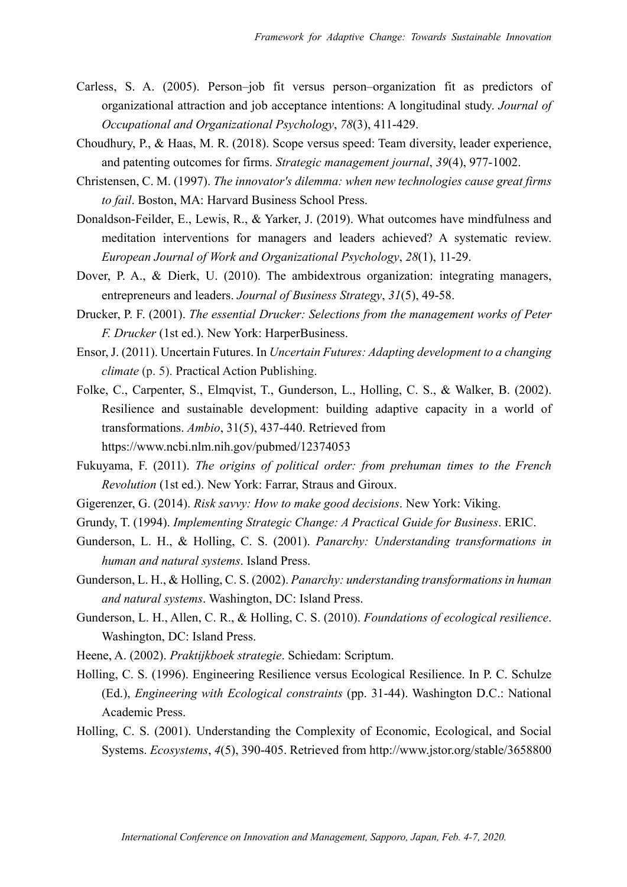Carless, S. A. (2005). Person–job fit versus person–organization fit as predictors of organizational attraction and job acceptance intentions: A longitudinal study. *Journal of Occupational and Organizational Psychology*, *78*(3), 411-429.

Choudhury, P., & Haas, M. R. (2018). Scope versus speed: Team diversity, leader experience, and patenting outcomes for firms. *Strategic management journal*, *39*(4), 977-1002.

Christensen, C. M. (1997). *The innovator's dilemma: when new technologies cause great firms to fail*. Boston, MA: Harvard Business School Press.

Donaldson-Feilder, E., Lewis, R., & Yarker, J. (2019). What outcomes have mindfulness and meditation interventions for managers and leaders achieved? A systematic review. *European Journal of Work and Organizational Psychology*, *28*(1), 11-29.

Dover, P. A., & Dierk, U. (2010). The ambidextrous organization: integrating managers, entrepreneurs and leaders. *Journal of Business Strategy*, *31*(5), 49-58.

Drucker, P. F. (2001). *The essential Drucker: Selections from the management works of Peter F. Drucker* (1st ed.). New York: HarperBusiness.

Ensor, J. (2011). Uncertain Futures. In *Uncertain Futures: Adapting development to a changing climate* (p. 5). Practical Action Publishing.

Folke, C., Carpenter, S., Elmqvist, T., Gunderson, L., Holling, C. S., & Walker, B. (2002). Resilience and sustainable development: building adaptive capacity in a world of transformations. *Ambio*, 31(5), 437-440. Retrieved from https://www.ncbi.nlm.nih.gov/pubmed/12374053

Fukuyama, F. (2011). *The origins of political order: from prehuman times to the French Revolution* (1st ed.). New York: Farrar, Straus and Giroux.

Gigerenzer, G. (2014). *Risk savvy: How to make good decisions*. New York: Viking.

Grundy, T. (1994). *Implementing Strategic Change: A Practical Guide for Business*. ERIC.

Gunderson, L. H., & Holling, C. S. (2001). *Panarchy: Understanding transformations in human and natural systems*. Island Press.

Gunderson, L. H., & Holling, C. S. (2002). *Panarchy: understanding transformations in human and natural systems*. Washington, DC: Island Press.

Gunderson, L. H., Allen, C. R., & Holling, C. S. (2010). *Foundations of ecological resilience*. Washington, DC: Island Press.

Heene, A. (2002). *Praktijkboek strategie*. Schiedam: Scriptum.

Holling, C. S. (1996). Engineering Resilience versus Ecological Resilience. In P. C. Schulze (Ed.), *Engineering with Ecological constraints* (pp. 31-44). Washington D.C.: National Academic Press.

Holling, C. S. (2001). Understanding the Complexity of Economic, Ecological, and Social Systems. *Ecosystems*, *4*(5), 390-405. Retrieved from http://www.jstor.org/stable/3658800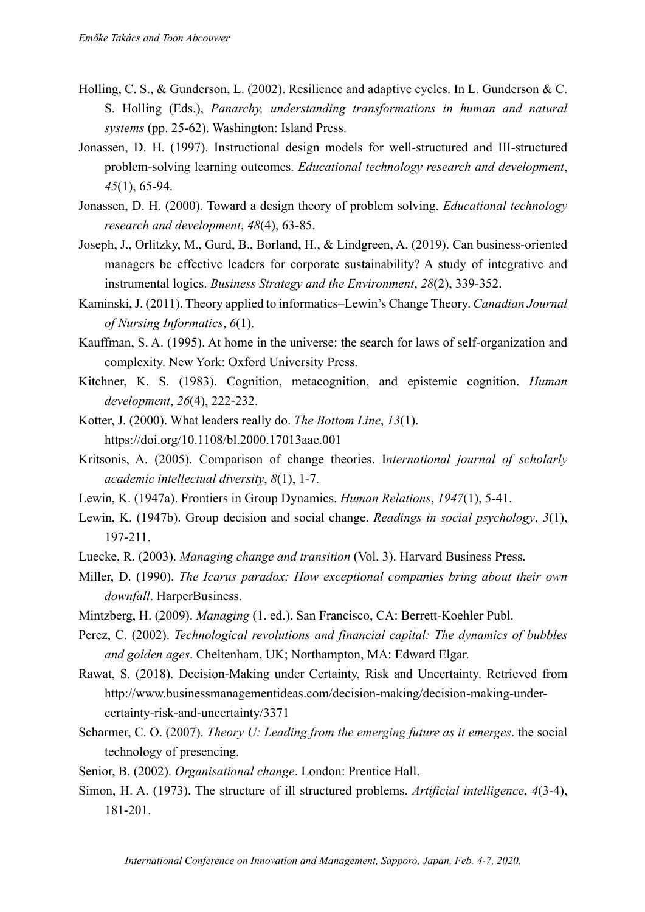Holling, C. S., & Gunderson, L. (2002). Resilience and adaptive cycles. In L. Gunderson & C. S. Holling (Eds.), *Panarchy, understanding transformations in human and natural systems* (pp. 25-62). Washington: Island Press.

Jonassen, D. H. (1997). Instructional design models for well-structured and III-structured problem-solving learning outcomes. *Educational technology research and development*, *45*(1), 65-94.

Jonassen, D. H. (2000). Toward a design theory of problem solving. *Educational technology research and development*, *48*(4), 63-85.

Joseph, J., Orlitzky, M., Gurd, B., Borland, H., & Lindgreen, A. (2019). Can business-oriented managers be effective leaders for corporate sustainability? A study of integrative and instrumental logics. *Business Strategy and the Environment*, *28*(2), 339-352.

Kaminski, J. (2011). Theory applied to informatics–Lewin's Change Theory. *Canadian Journal of Nursing Informatics*, *6*(1).

Kauffman, S. A. (1995). At home in the universe: the search for laws of self-organization and complexity. New York: Oxford University Press.

Kitchner, K. S. (1983). Cognition, metacognition, and epistemic cognition. *Human development*, *26*(4), 222-232.

Kotter, J. (2000). What leaders really do. *The Bottom Line*, *13*(1). https://doi.org/10.1108/bl.2000.17013aae.001

Kritsonis, A. (2005). Comparison of change theories. I*nternational journal of scholarly academic intellectual diversity*, *8*(1), 1-7.

Lewin, K. (1947a). Frontiers in Group Dynamics. *Human Relations*, *1947*(1), 5-41.

Lewin, K. (1947b). Group decision and social change. *Readings in social psychology*, *3*(1), 197-211.

Luecke, R. (2003). *Managing change and transition* (Vol. 3). Harvard Business Press.

Miller, D. (1990). *The Icarus paradox: How exceptional companies bring about their own downfall*. HarperBusiness.

Mintzberg, H. (2009). *Managing* (1. ed.). San Francisco, CA: Berrett-Koehler Publ.

Perez, C. (2002). *Technological revolutions and financial capital: The dynamics of bubbles and golden ages*. Cheltenham, UK; Northampton, MA: Edward Elgar.

Rawat, S. (2018). Decision-Making under Certainty, Risk and Uncertainty. Retrieved from http://www.businessmanagementideas.com/decision-making/decision-making-under-certainty-risk-and-uncertainty/3371

Scharmer, C. O. (2007). *Theory U: Leading from the emerging future as it emerges*. the social technology of presencing.

Senior, B. (2002). *Organisational change*. London: Prentice Hall.

Simon, H. A. (1973). The structure of ill structured problems. *Artificial intelligence*, *4*(3-4), 181-201.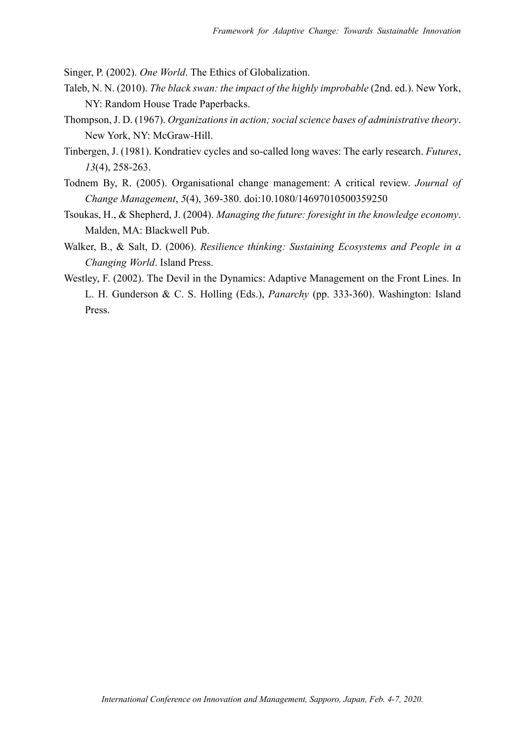Singer, P. (2002). *One World*. The Ethics of Globalization.

Taleb, N. N. (2010). *The black swan: the impact of the highly improbable* (2nd. ed.). New York, NY: Random House Trade Paperbacks.

Thompson, J. D. (1967). *Organizations in action; social science bases of administrative theory*. New York, NY: McGraw-Hill.

Tinbergen, J. (1981). Kondratiev cycles and so-called long waves: The early research. *Futures*, *13*(4), 258-263.

Todnem By, R. (2005). Organisational change management: A critical review. *Journal of Change Management*, *5*(4), 369-380. doi:10.1080/14697010500359250

Tsoukas, H., & Shepherd, J. (2004). *Managing the future: foresight in the knowledge economy*. Malden, MA: Blackwell Pub.

Walker, B., & Salt, D. (2006). *Resilience thinking: Sustaining Ecosystems and People in a Changing World*. Island Press.

Westley, F. (2002). The Devil in the Dynamics: Adaptive Management on the Front Lines. In L. H. Gunderson & C. S. Holling (Eds.), *Panarchy* (pp. 333-360). Washington: Island Press.